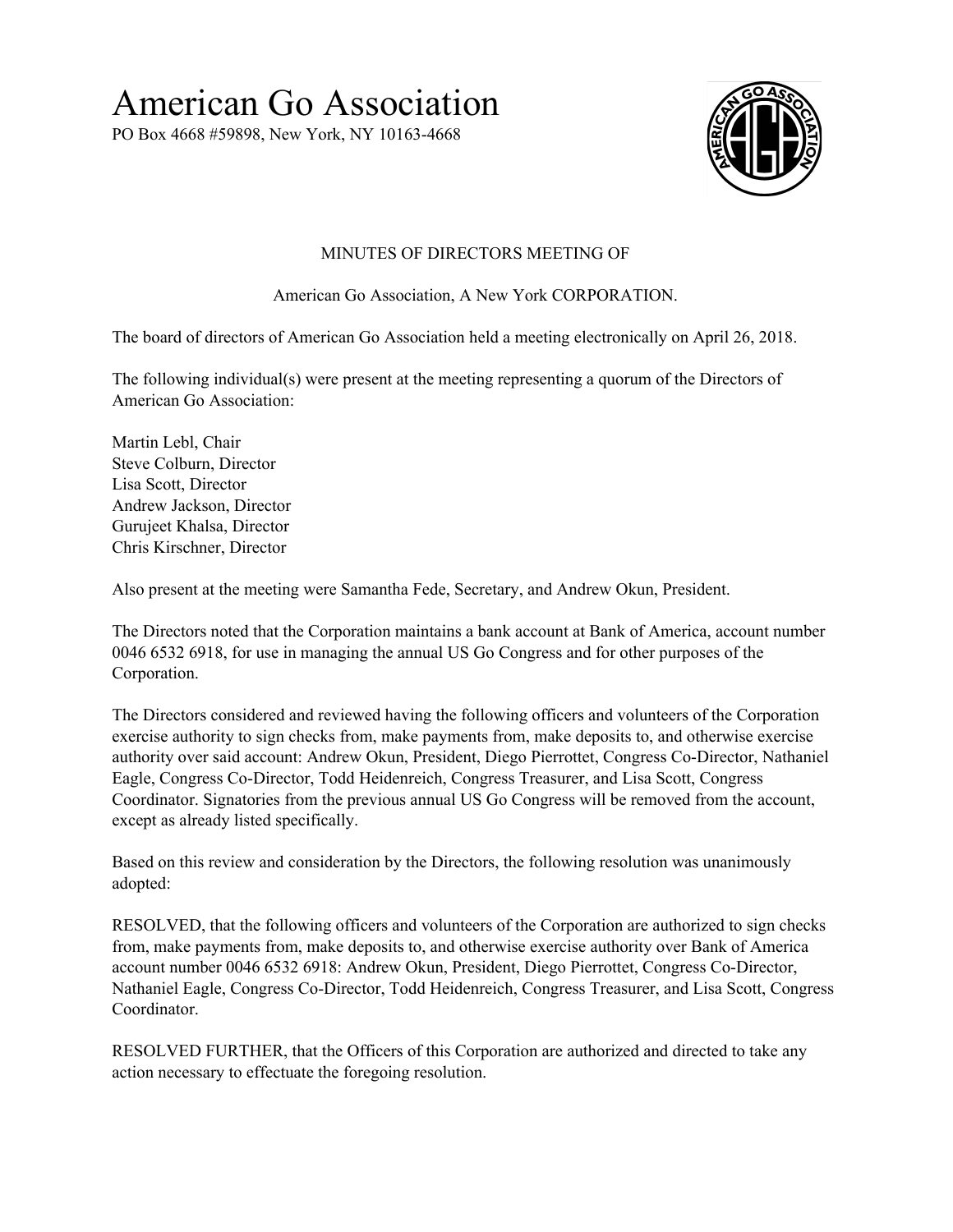# American Go Association

PO Box 4668 #59898, New York, NY 10163-4668

MINUTES OF DIRECTORS MEETING OF

American Go Association, A New York CORPORATION.

The board of directors of American Go Association held a meeting electronically on April 26, 2018.

The following individual(s) were present at the meeting representing a quorum of the Directors of American Go Association:

Martin Lebl, Chair
Steve Colburn, Director
Lisa Scott, Director
Andrew Jackson, Director
Gurujeet Khalsa, Director
Chris Kirschner, Director

Also present at the meeting were Samantha Fede, Secretary, and Andrew Okun, President.

The Directors noted that the Corporation maintains a bank account at Bank of America, account number 0046 6532 6918, for use in managing the annual US Go Congress and for other purposes of the Corporation.

The Directors considered and reviewed having the following officers and volunteers of the Corporation exercise authority to sign checks from, make payments from, make deposits to, and otherwise exercise authority over said account: Andrew Okun, President, Diego Pierrottet, Congress Co-Director, Nathaniel Eagle, Congress Co-Director, Todd Heidenreich, Congress Treasurer, and Lisa Scott, Congress Coordinator. Signatories from the previous annual US Go Congress will be removed from the account, except as already listed specifically.

Based on this review and consideration by the Directors, the following resolution was unanimously adopted:

RESOLVED, that the following officers and volunteers of the Corporation are authorized to sign checks from, make payments from, make deposits to, and otherwise exercise authority over Bank of America account number 0046 6532 6918: Andrew Okun, President, Diego Pierrottet, Congress Co-Director, Nathaniel Eagle, Congress Co-Director, Todd Heidenreich, Congress Treasurer, and Lisa Scott, Congress Coordinator.

RESOLVED FURTHER, that the Officers of this Corporation are authorized and directed to take any action necessary to effectuate the foregoing resolution.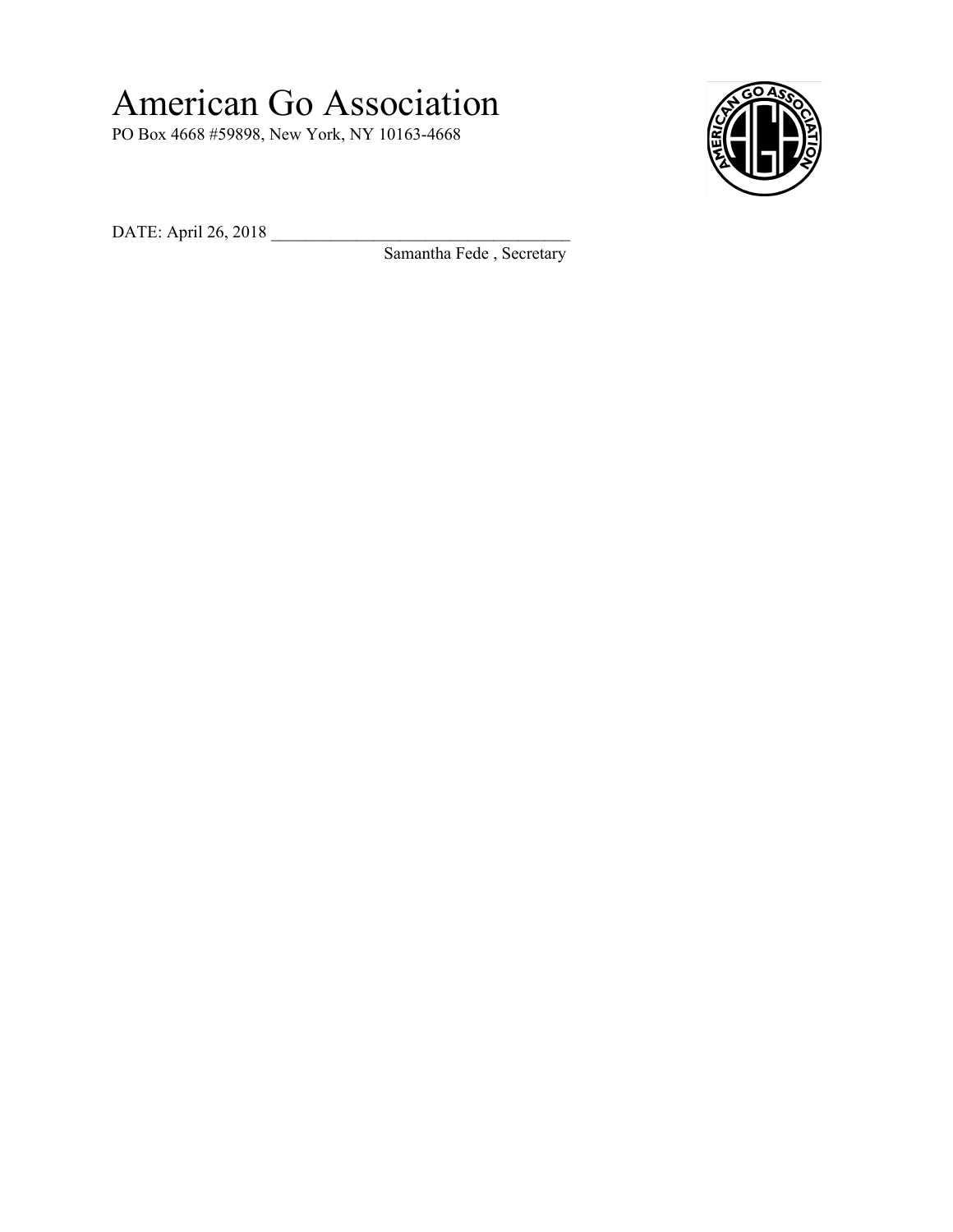# American Go Association

PO Box 4668 #59898, New York, NY 10163-4668

DATE: April 26, 2018 ____________________________________

Samantha Fede , Secretary